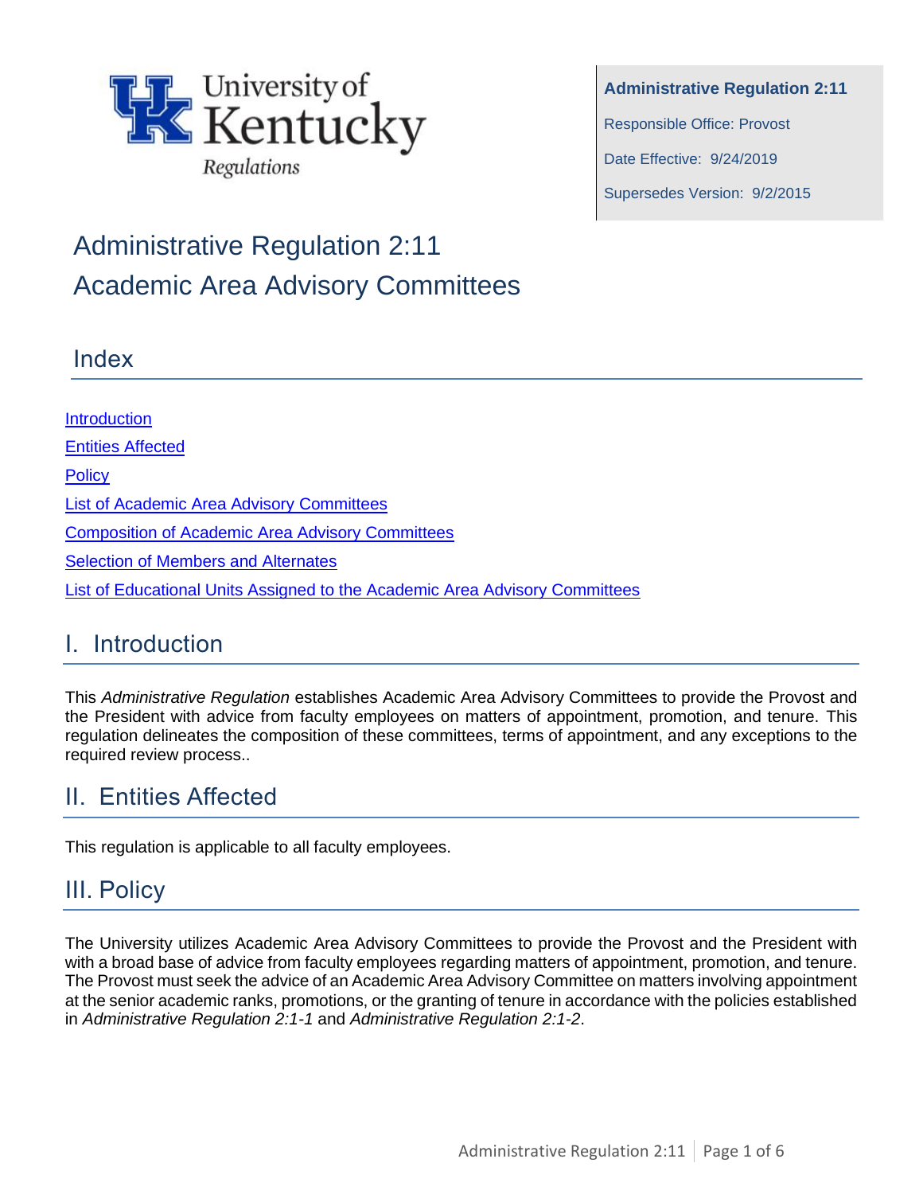University of Kentucky
Regulations

**Administrative Regulation 2:11**

Responsible Office: Provost

Date Effective: 9/24/2019

Supersedes Version: 9/2/2015

# Administrative Regulation 2:11
# Academic Area Advisory Committees

## Index

[Introduction](#)

[Entities Affected](#)

[Policy](#)

[List of Academic Area Advisory Committees](#)

[Composition of Academic Area Advisory Committees](#)

[Selection of Members and Alternates](#)

[List of Educational Units Assigned to the Academic Area Advisory Committees](#)

## I. Introduction

This *Administrative Regulation* establishes Academic Area Advisory Committees to provide the Provost and the President with advice from faculty employees on matters of appointment, promotion, and tenure. This regulation delineates the composition of these committees, terms of appointment, and any exceptions to the required review process..

## II. Entities Affected

This regulation is applicable to all faculty employees.

## III. Policy

The University utilizes Academic Area Advisory Committees to provide the Provost and the President with with a broad base of advice from faculty employees regarding matters of appointment, promotion, and tenure. The Provost must seek the advice of an Academic Area Advisory Committee on matters involving appointment at the senior academic ranks, promotions, or the granting of tenure in accordance with the policies established in *Administrative Regulation 2:1-1* and *Administrative Regulation 2:1-2*.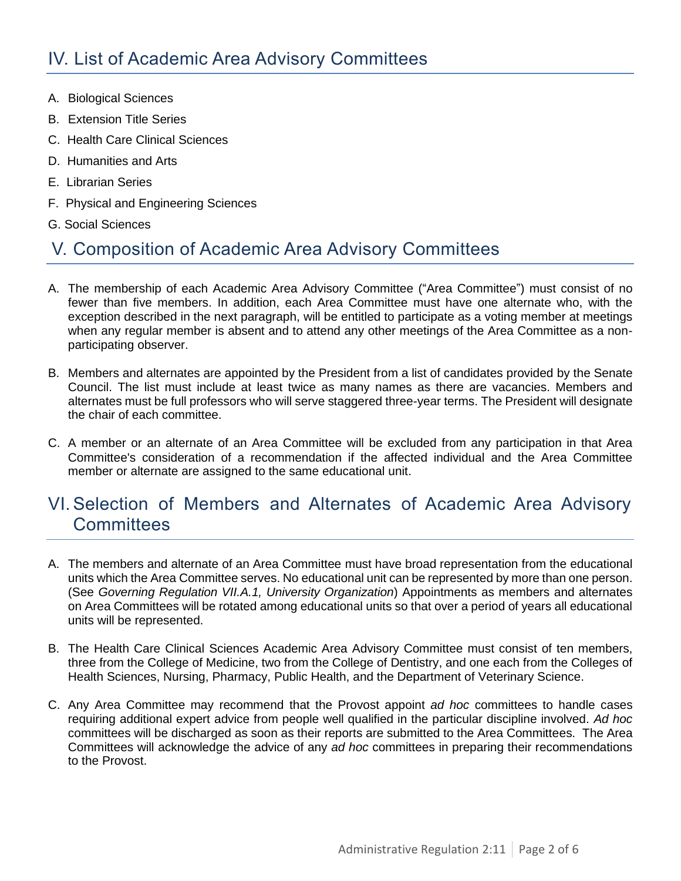## IV. List of Academic Area Advisory Committees

A. Biological Sciences

B. Extension Title Series

C. Health Care Clinical Sciences

D. Humanities and Arts

E. Librarian Series

F. Physical and Engineering Sciences

G. Social Sciences

## V. Composition of Academic Area Advisory Committees

A. The membership of each Academic Area Advisory Committee ("Area Committee") must consist of no fewer than five members. In addition, each Area Committee must have one alternate who, with the exception described in the next paragraph, will be entitled to participate as a voting member at meetings when any regular member is absent and to attend any other meetings of the Area Committee as a non-participating observer.

B. Members and alternates are appointed by the President from a list of candidates provided by the Senate Council. The list must include at least twice as many names as there are vacancies. Members and alternates must be full professors who will serve staggered three-year terms. The President will designate the chair of each committee.

C. A member or an alternate of an Area Committee will be excluded from any participation in that Area Committee's consideration of a recommendation if the affected individual and the Area Committee member or alternate are assigned to the same educational unit.

## VI. Selection of Members and Alternates of Academic Area Advisory Committees

A. The members and alternate of an Area Committee must have broad representation from the educational units which the Area Committee serves. No educational unit can be represented by more than one person. (See *Governing Regulation VII.A.1, University Organization*) Appointments as members and alternates on Area Committees will be rotated among educational units so that over a period of years all educational units will be represented.

B. The Health Care Clinical Sciences Academic Area Advisory Committee must consist of ten members, three from the College of Medicine, two from the College of Dentistry, and one each from the Colleges of Health Sciences, Nursing, Pharmacy, Public Health, and the Department of Veterinary Science.

C. Any Area Committee may recommend that the Provost appoint *ad hoc* committees to handle cases requiring additional expert advice from people well qualified in the particular discipline involved. *Ad hoc* committees will be discharged as soon as their reports are submitted to the Area Committees. The Area Committees will acknowledge the advice of any *ad hoc* committees in preparing their recommendations to the Provost.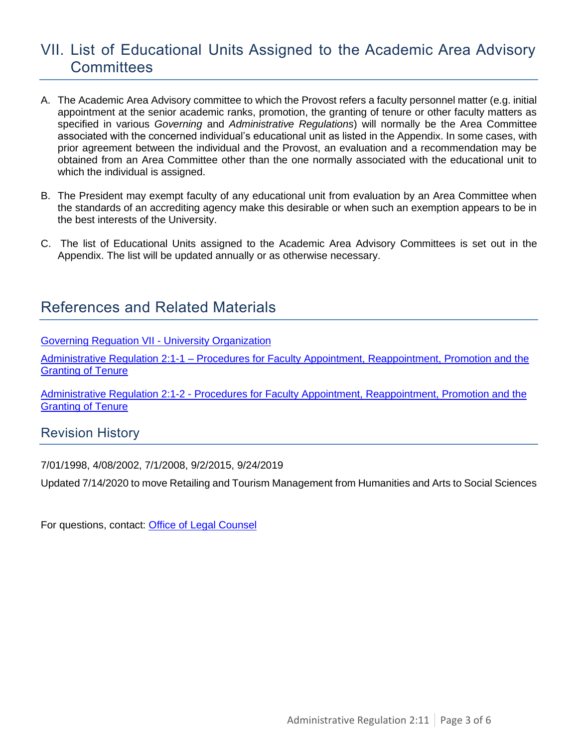## VII. List of Educational Units Assigned to the Academic Area Advisory Committees

A. The Academic Area Advisory committee to which the Provost refers a faculty personnel matter (e.g. initial appointment at the senior academic ranks, promotion, the granting of tenure or other faculty matters as specified in various *Governing* and *Administrative Regulations*) will normally be the Area Committee associated with the concerned individual's educational unit as listed in the Appendix. In some cases, with prior agreement between the individual and the Provost, an evaluation and a recommendation may be obtained from an Area Committee other than the one normally associated with the educational unit to which the individual is assigned.

B. The President may exempt faculty of any educational unit from evaluation by an Area Committee when the standards of an accrediting agency make this desirable or when such an exemption appears to be in the best interests of the University.

C. The list of Educational Units assigned to the Academic Area Advisory Committees is set out in the Appendix. The list will be updated annually or as otherwise necessary.

## References and Related Materials

Governing Reguation VII - University Organization

Administrative Regulation 2:1-1 – Procedures for Faculty Appointment, Reappointment, Promotion and the Granting of Tenure

Administrative Regulation 2:1-2 - Procedures for Faculty Appointment, Reappointment, Promotion and the Granting of Tenure

### Revision History

7/01/1998, 4/08/2002, 7/1/2008, 9/2/2015, 9/24/2019

Updated 7/14/2020 to move Retailing and Tourism Management from Humanities and Arts to Social Sciences

For questions, contact: Office of Legal Counsel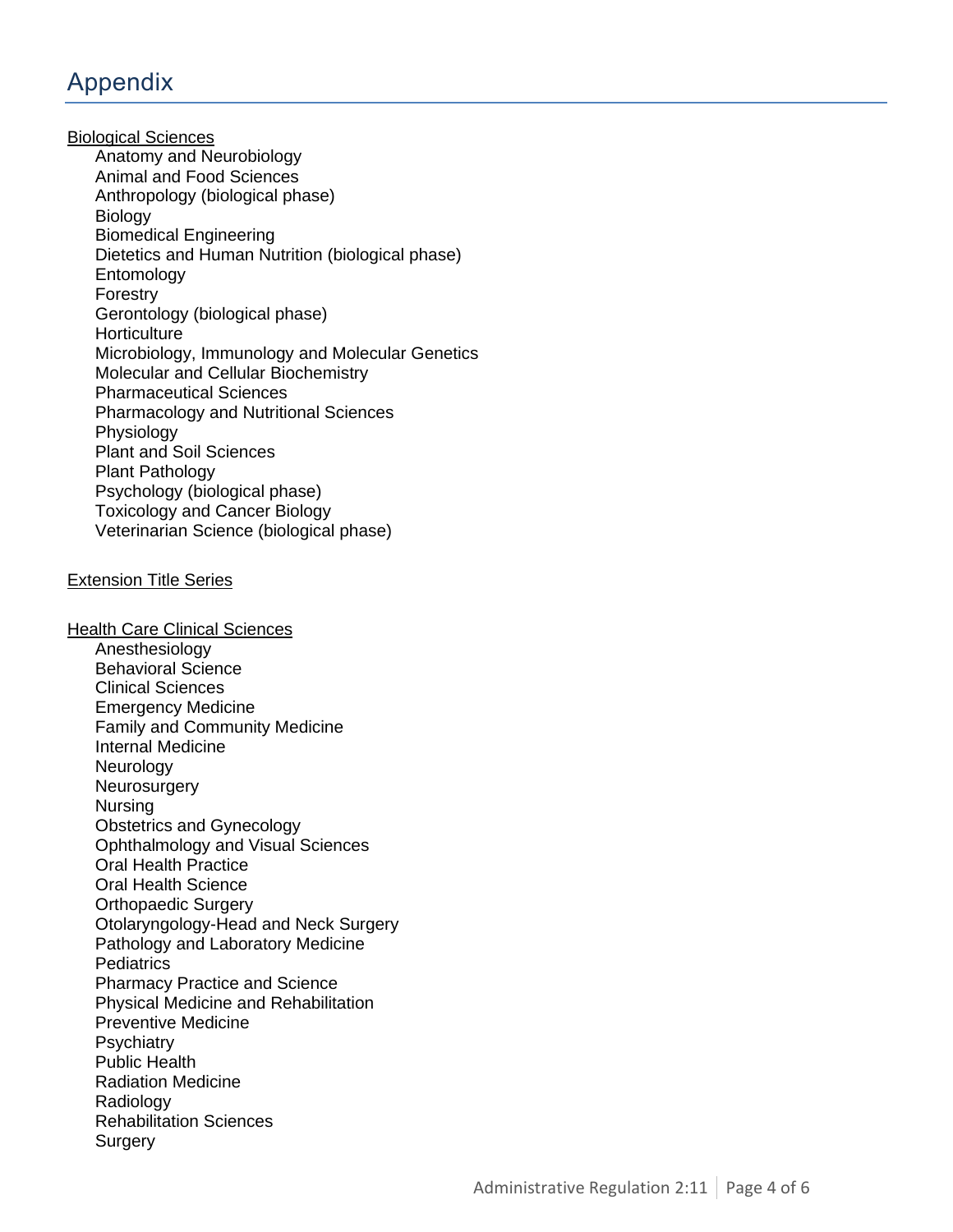# Appendix

<u>Biological Sciences</u>

- Anatomy and Neurobiology
- Animal and Food Sciences
- Anthropology (biological phase)
- Biology
- Biomedical Engineering
- Dietetics and Human Nutrition (biological phase)
- Entomology
- Forestry
- Gerontology (biological phase)
- Horticulture
- Microbiology, Immunology and Molecular Genetics
- Molecular and Cellular Biochemistry
- Pharmaceutical Sciences
- Pharmacology and Nutritional Sciences
- Physiology
- Plant and Soil Sciences
- Plant Pathology
- Psychology (biological phase)
- Toxicology and Cancer Biology
- Veterinarian Science (biological phase)

<u>Extension Title Series</u>

<u>Health Care Clinical Sciences</u>

- Anesthesiology
- Behavioral Science
- Clinical Sciences
- Emergency Medicine
- Family and Community Medicine
- Internal Medicine
- Neurology
- Neurosurgery
- Nursing
- Obstetrics and Gynecology
- Ophthalmology and Visual Sciences
- Oral Health Practice
- Oral Health Science
- Orthopaedic Surgery
- Otolaryngology-Head and Neck Surgery
- Pathology and Laboratory Medicine
- Pediatrics
- Pharmacy Practice and Science
- Physical Medicine and Rehabilitation
- Preventive Medicine
- Psychiatry
- Public Health
- Radiation Medicine
- Radiology
- Rehabilitation Sciences
- Surgery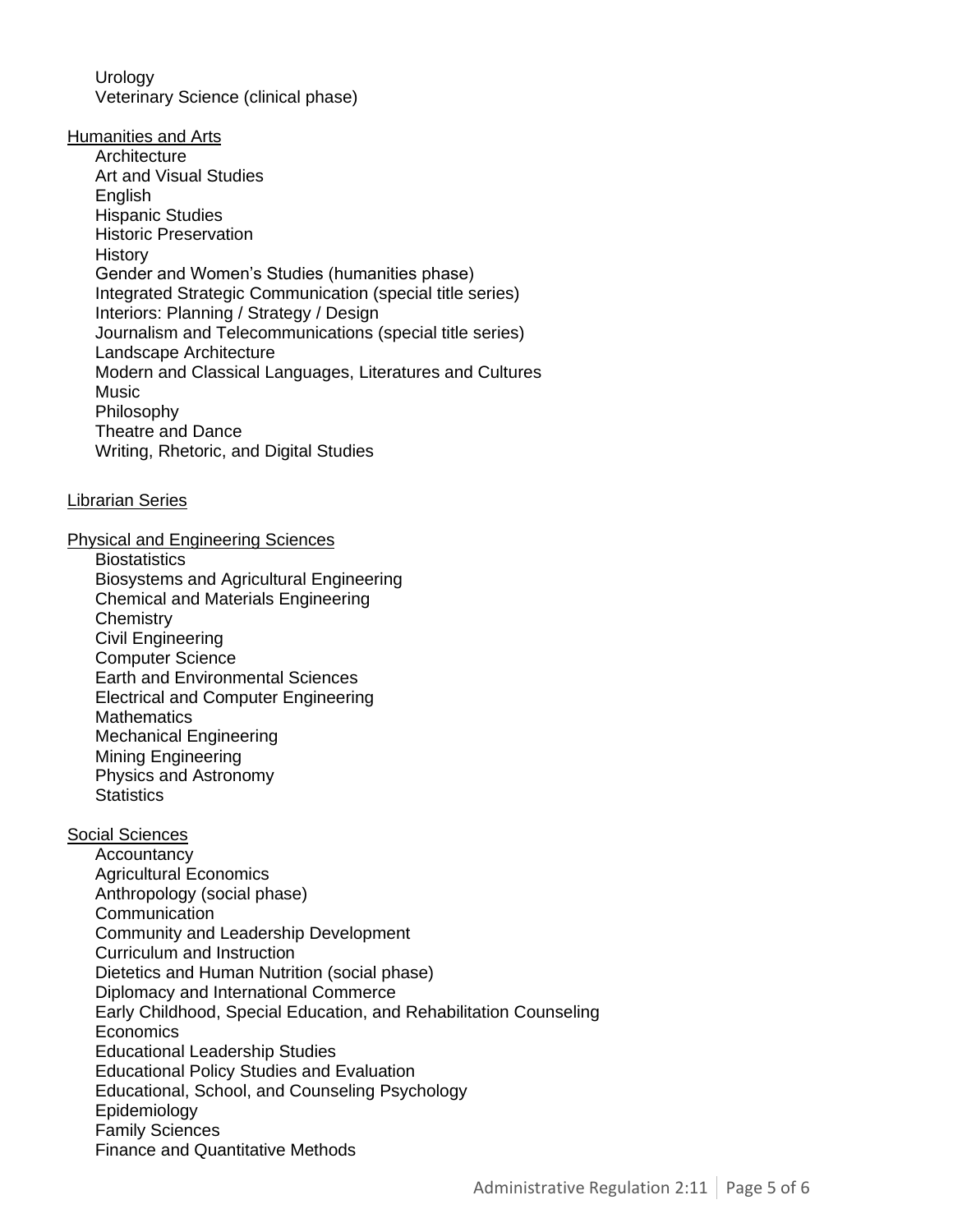Urology
Veterinary Science (clinical phase)

<u>Humanities and Arts</u>

Architecture
Art and Visual Studies
English
Hispanic Studies
Historic Preservation
History
Gender and Women's Studies (humanities phase)
Integrated Strategic Communication (special title series)
Interiors: Planning / Strategy / Design
Journalism and Telecommunications (special title series)
Landscape Architecture
Modern and Classical Languages, Literatures and Cultures
Music
Philosophy
Theatre and Dance
Writing, Rhetoric, and Digital Studies

<u>Librarian Series</u>

<u>Physical and Engineering Sciences</u>

Biostatistics
Biosystems and Agricultural Engineering
Chemical and Materials Engineering
Chemistry
Civil Engineering
Computer Science
Earth and Environmental Sciences
Electrical and Computer Engineering
Mathematics
Mechanical Engineering
Mining Engineering
Physics and Astronomy
Statistics

<u>Social Sciences</u>

Accountancy
Agricultural Economics
Anthropology (social phase)
Communication
Community and Leadership Development
Curriculum and Instruction
Dietetics and Human Nutrition (social phase)
Diplomacy and International Commerce
Early Childhood, Special Education, and Rehabilitation Counseling
Economics
Educational Leadership Studies
Educational Policy Studies and Evaluation
Educational, School, and Counseling Psychology
Epidemiology
Family Sciences
Finance and Quantitative Methods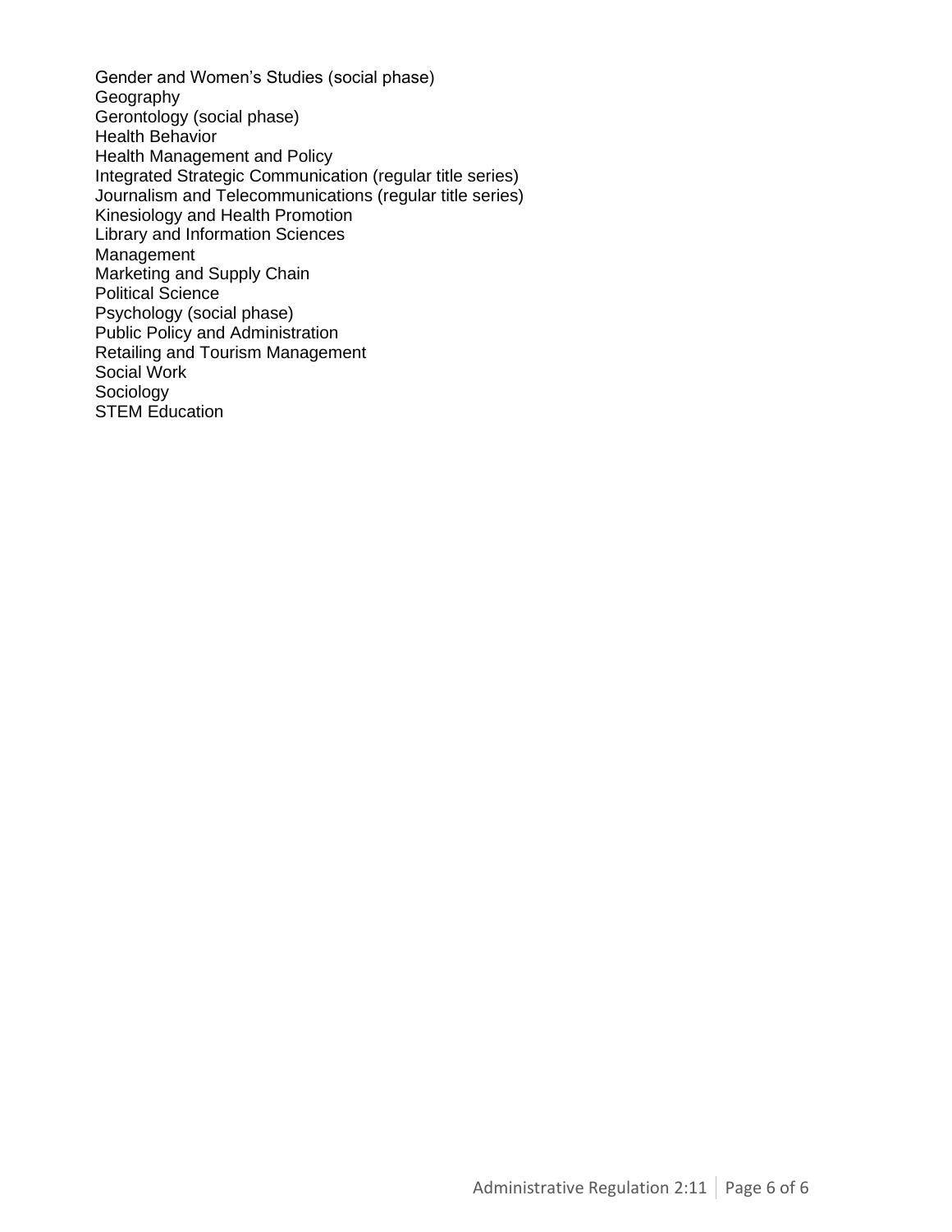Gender and Women's Studies (social phase)
Geography
Gerontology (social phase)
Health Behavior
Health Management and Policy
Integrated Strategic Communication (regular title series)
Journalism and Telecommunications (regular title series)
Kinesiology and Health Promotion
Library and Information Sciences
Management
Marketing and Supply Chain
Political Science
Psychology (social phase)
Public Policy and Administration
Retailing and Tourism Management
Social Work
Sociology
STEM Education